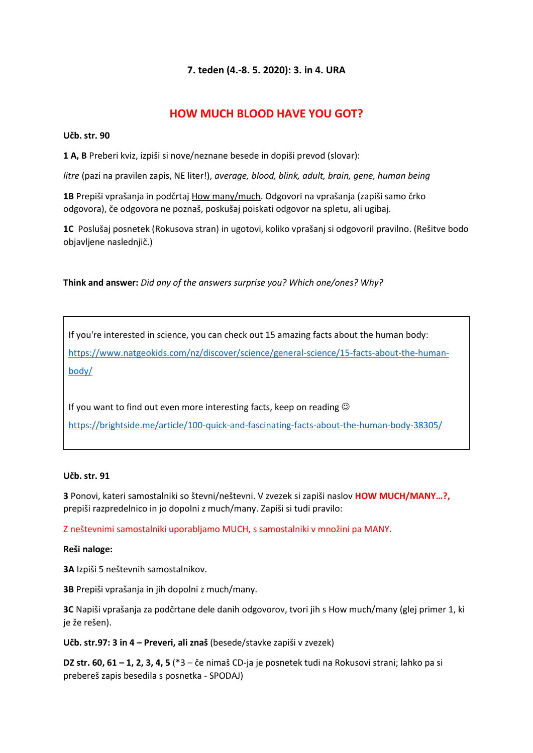**7. teden (4.-8. 5. 2020): 3. in 4. URA**

# HOW MUCH BLOOD HAVE YOU GOT?

**Učb. str. 90**

**1 A, B** Preberi kviz, izpiši si nove/neznane besede in dopiši prevod (slovar):

*litre* (pazi na pravilen zapis, NE ~~liter~~!), *average, blood, blink, adult, brain, gene, human being*

**1B** Prepiši vprašanja in podčrtaj <u>How many/much</u>. Odgovori na vprašanja (zapiši samo črko odgovora), če odgovora ne poznaš, poskušaj poiskati odgovor na spletu, ali ugibaj.

**1C** Poslušaj posnetek (Rokusova stran) in ugotovi, koliko vprašanj si odgovoril pravilno. (Rešitve bodo objavljene naslednjič.)

**Think and answer:** *Did any of the answers surprise you? Which one/ones? Why?*

> If you're interested in science, you can check out 15 amazing facts about the human body:
>
> https://www.natgeokids.com/nz/discover/science/general-science/15-facts-about-the-human-body/
>
> If you want to find out even more interesting facts, keep on reading ☺
>
> https://brightside.me/article/100-quick-and-fascinating-facts-about-the-human-body-38305/

**Učb. str. 91**

**3** Ponovi, kateri samostalniki so števni/neštevni. V zvezek si zapiši naslov **HOW MUCH/MANY…?,** prepiši razpredelnico in jo dopolni z much/many. Zapiši si tudi pravilo:

Z neštevnimi samostalniki uporabljamo MUCH, s samostalniki v množini pa MANY.

**Reši naloge:**

**3A** Izpiši 5 neštevnih samostalnikov.

**3B** Prepiši vprašanja in jih dopolni z much/many.

**3C** Napiši vprašanja za podčrtane dele danih odgovorov, tvori jih s How much/many (glej primer 1, ki je že rešen).

**Učb. str.97: 3 in 4 – Preveri, ali znaš** (besede/stavke zapiši v zvezek)

**DZ str. 60, 61 – 1, 2, 3, 4, 5** (*3 – če nimaš CD-ja je posnetek tudi na Rokusovi strani; lahko pa si prebereš zapis besedila s posnetka - SPODAJ)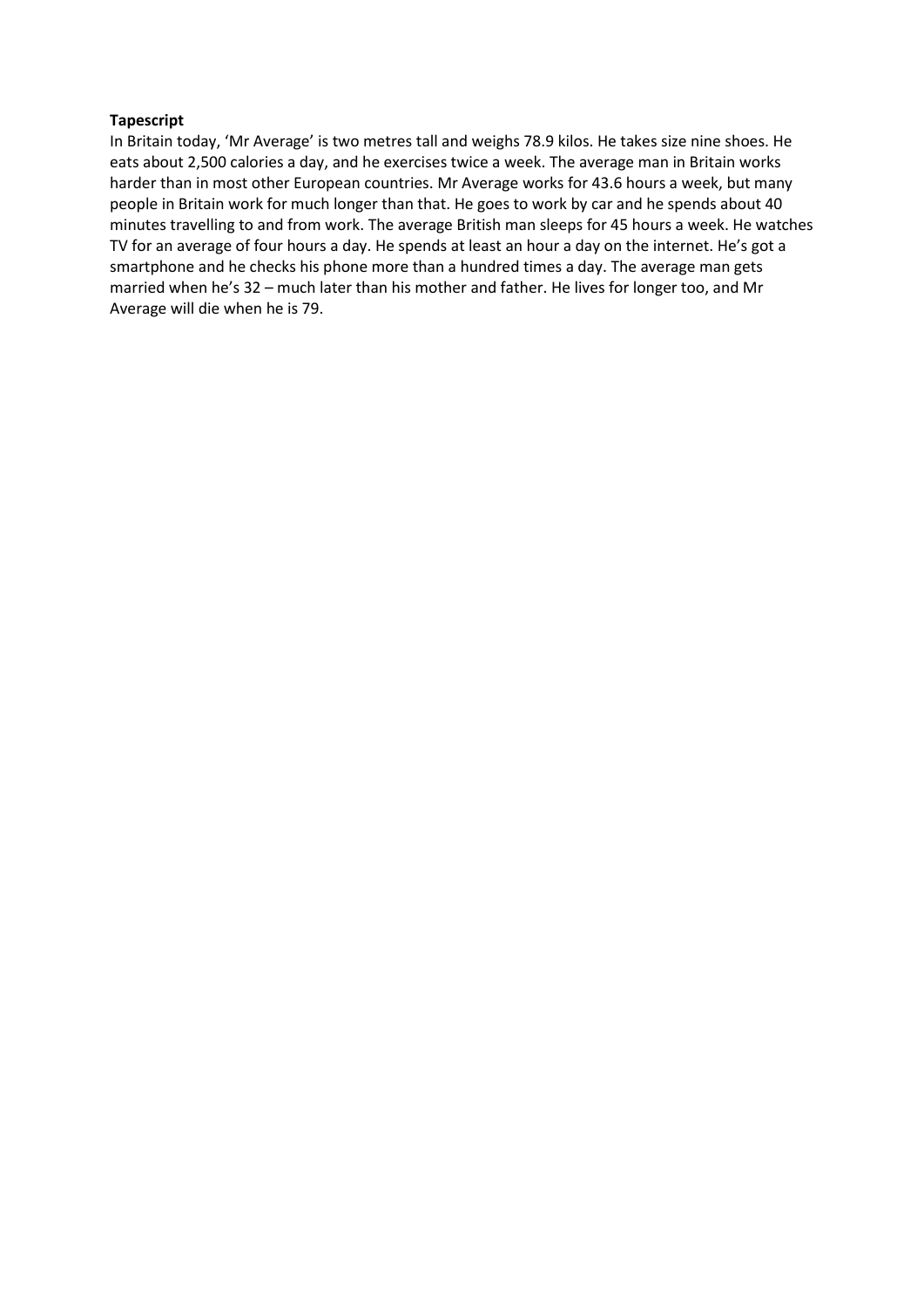**Tapescript**

In Britain today, 'Mr Average' is two metres tall and weighs 78.9 kilos. He takes size nine shoes. He eats about 2,500 calories a day, and he exercises twice a week. The average man in Britain works harder than in most other European countries. Mr Average works for 43.6 hours a week, but many people in Britain work for much longer than that. He goes to work by car and he spends about 40 minutes travelling to and from work. The average British man sleeps for 45 hours a week. He watches TV for an average of four hours a day. He spends at least an hour a day on the internet. He's got a smartphone and he checks his phone more than a hundred times a day. The average man gets married when he's 32 – much later than his mother and father. He lives for longer too, and Mr Average will die when he is 79.